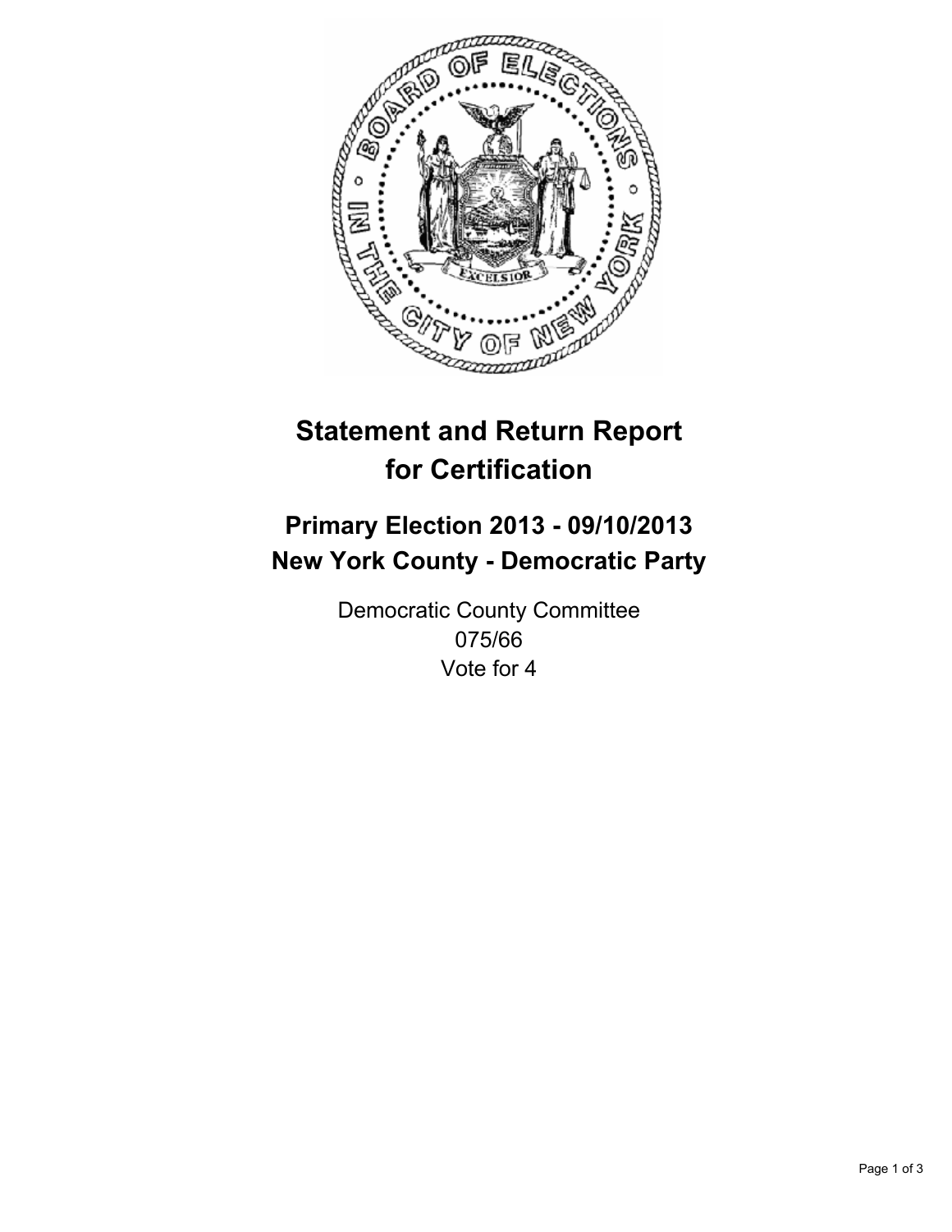# Statement and Return Report for Certification

## Primary Election 2013 - 09/10/2013
## New York County - Democratic Party

Democratic County Committee
075/66
Vote for 4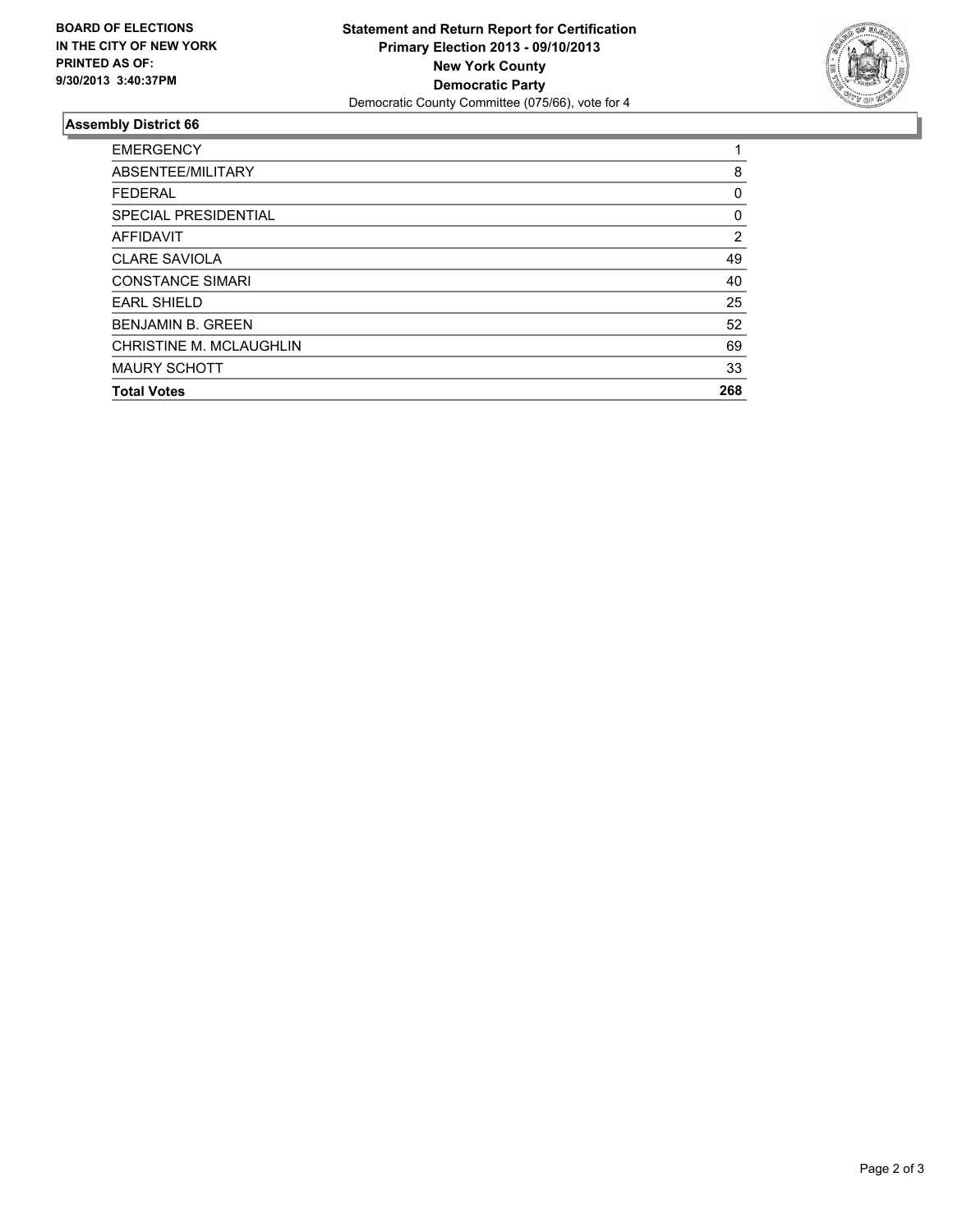**BOARD OF ELECTIONS IN THE CITY OF NEW YORK PRINTED AS OF: 9/30/2013 3:40:37PM**

**Statement and Return Report for Certification**
**Primary Election 2013 - 09/10/2013**
**New York County**
**Democratic Party**
Democratic County Committee (075/66), vote for 4

## Assembly District 66

| | |
|---|---|
| EMERGENCY | 1 |
| ABSENTEE/MILITARY | 8 |
| FEDERAL | 0 |
| SPECIAL PRESIDENTIAL | 0 |
| AFFIDAVIT | 2 |
| CLARE SAVIOLA | 49 |
| CONSTANCE SIMARI | 40 |
| EARL SHIELD | 25 |
| BENJAMIN B. GREEN | 52 |
| CHRISTINE M. MCLAUGHLIN | 69 |
| MAURY SCHOTT | 33 |
| **Total Votes** | **268** |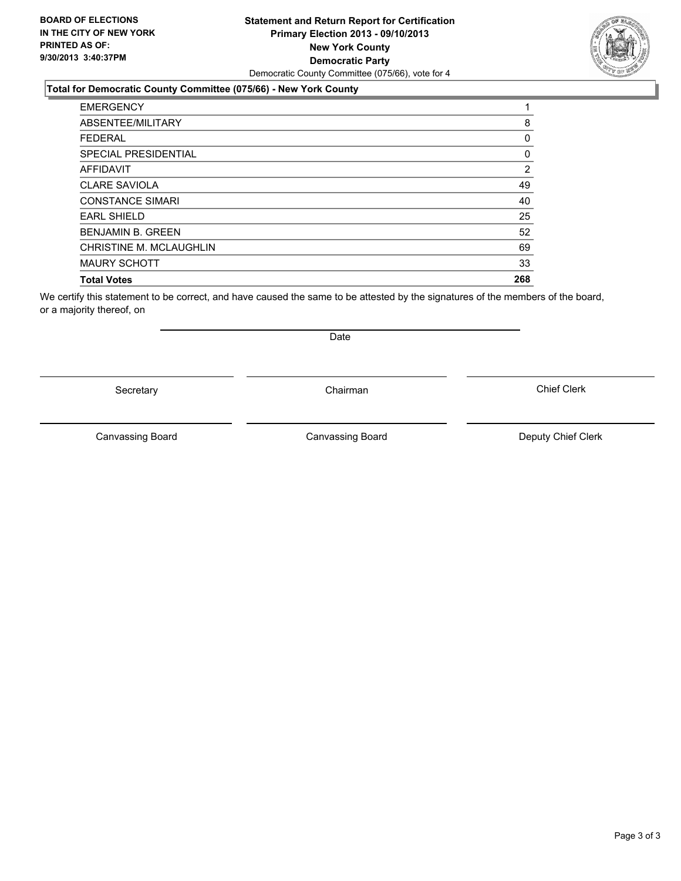**BOARD OF ELECTIONS**
**IN THE CITY OF NEW YORK**
**PRINTED AS OF:**
**9/30/2013 3:40:37PM**

**Statement and Return Report for Certification**
**Primary Election 2013 - 09/10/2013**
**New York County**
**Democratic Party**
Democratic County Committee (075/66), vote for 4

### Total for Democratic County Committee (075/66) - New York County

| | |
|---|---|
| EMERGENCY | 1 |
| ABSENTEE/MILITARY | 8 |
| FEDERAL | 0 |
| SPECIAL PRESIDENTIAL | 0 |
| AFFIDAVIT | 2 |
| CLARE SAVIOLA | 49 |
| CONSTANCE SIMARI | 40 |
| EARL SHIELD | 25 |
| BENJAMIN B. GREEN | 52 |
| CHRISTINE M. MCLAUGHLIN | 69 |
| MAURY SCHOTT | 33 |
| **Total Votes** | **268** |

We certify this statement to be correct, and have caused the same to be attested by the signatures of the members of the board, or a majority thereof, on

Date

Secretary

Chairman

Chief Clerk

Canvassing Board

Canvassing Board

Deputy Chief Clerk